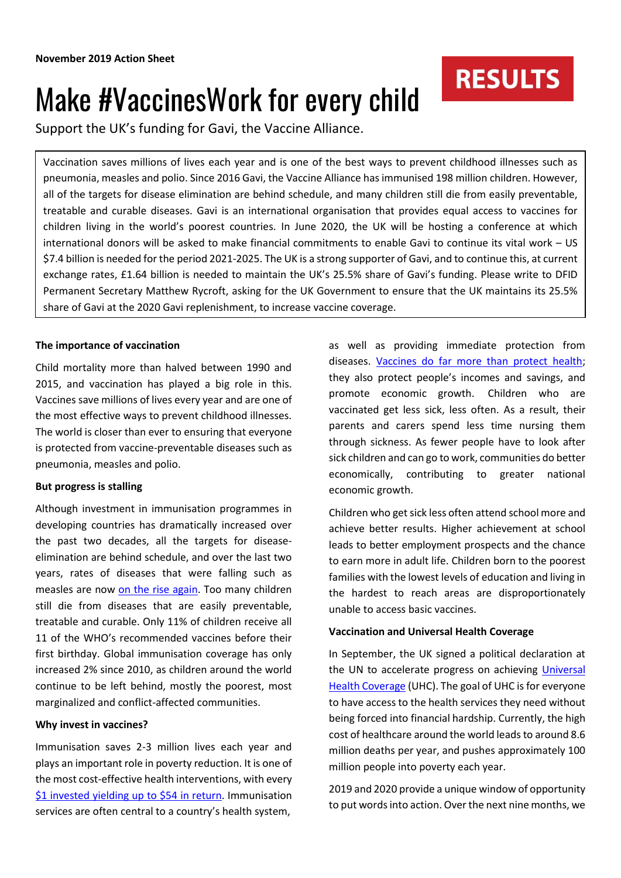**November 2019 Action Sheet**

RESULTS

# Make #VaccinesWork for every child

Support the UK's funding for Gavi, the Vaccine Alliance.

Vaccination saves millions of lives each year and is one of the best ways to prevent childhood illnesses such as pneumonia, measles and polio. Since 2016 Gavi, the Vaccine Alliance has immunised 198 million children. However, all of the targets for disease elimination are behind schedule, and many children still die from easily preventable, treatable and curable diseases. Gavi is an international organisation that provides equal access to vaccines for children living in the world's poorest countries. In June 2020, the UK will be hosting a conference at which international donors will be asked to make financial commitments to enable Gavi to continue its vital work – US $7.4 billion is needed for the period 2021-2025. The UK is a strong supporter of Gavi, and to continue this, at current exchange rates, £1.64 billion is needed to maintain the UK's 25.5% share of Gavi's funding. Please write to DFID Permanent Secretary Matthew Rycroft, asking for the UK Government to ensure that the UK maintains its 25.5% share of Gavi at the 2020 Gavi replenishment, to increase vaccine coverage.

**The importance of vaccination**

Child mortality more than halved between 1990 and 2015, and vaccination has played a big role in this. Vaccines save millions of lives every year and are one of the most effective ways to prevent childhood illnesses. The world is closer than ever to ensuring that everyone is protected from vaccine-preventable diseases such as pneumonia, measles and polio.

**But progress is stalling**

Although investment in immunisation programmes in developing countries has dramatically increased over the past two decades, all the targets for disease-elimination are behind schedule, and over the last two years, rates of diseases that were falling such as measles are now on the rise again. Too many children still die from diseases that are easily preventable, treatable and curable. Only 11% of children receive all 11 of the WHO's recommended vaccines before their first birthday. Global immunisation coverage has only increased 2% since 2010, as children around the world continue to be left behind, mostly the poorest, most marginalized and conflict-affected communities.

**Why invest in vaccines?**

Immunisation saves 2-3 million lives each year and plays an important role in poverty reduction. It is one of the most cost-effective health interventions, with every $1 invested yielding up to $54 in return. Immunisation services are often central to a country's health system, as well as providing immediate protection from diseases. Vaccines do far more than protect health; they also protect people's incomes and savings, and promote economic growth. Children who are vaccinated get less sick, less often. As a result, their parents and carers spend less time nursing them through sickness. As fewer people have to look after sick children and can go to work, communities do better economically, contributing to greater national economic growth.

Children who get sick less often attend school more and achieve better results. Higher achievement at school leads to better employment prospects and the chance to earn more in adult life. Children born to the poorest families with the lowest levels of education and living in the hardest to reach areas are disproportionately unable to access basic vaccines.

**Vaccination and Universal Health Coverage**

In September, the UK signed a political declaration at the UN to accelerate progress on achieving Universal Health Coverage (UHC). The goal of UHC is for everyone to have access to the health services they need without being forced into financial hardship. Currently, the high cost of healthcare around the world leads to around 8.6 million deaths per year, and pushes approximately 100 million people into poverty each year.

2019 and 2020 provide a unique window of opportunity to put words into action. Over the next nine months, we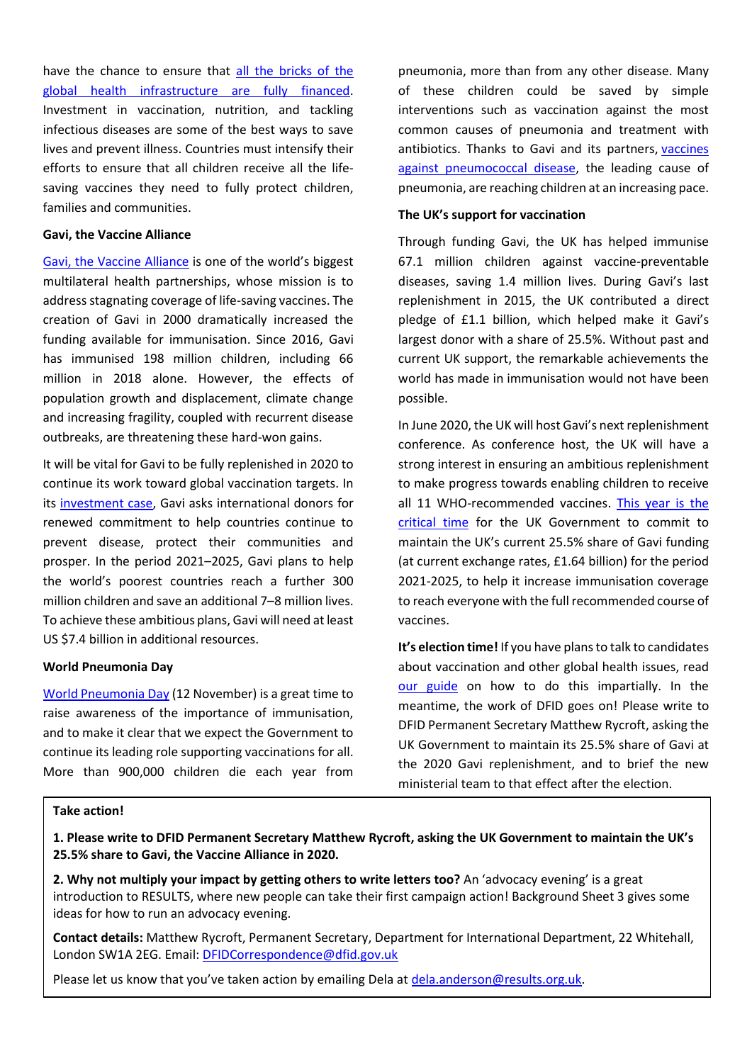have the chance to ensure that all the bricks of the global health infrastructure are fully financed. Investment in vaccination, nutrition, and tackling infectious diseases are some of the best ways to save lives and prevent illness. Countries must intensify their efforts to ensure that all children receive all the life-saving vaccines they need to fully protect children, families and communities.

**Gavi, the Vaccine Alliance**

Gavi, the Vaccine Alliance is one of the world's biggest multilateral health partnerships, whose mission is to address stagnating coverage of life-saving vaccines. The creation of Gavi in 2000 dramatically increased the funding available for immunisation. Since 2016, Gavi has immunised 198 million children, including 66 million in 2018 alone. However, the effects of population growth and displacement, climate change and increasing fragility, coupled with recurrent disease outbreaks, are threatening these hard-won gains.

It will be vital for Gavi to be fully replenished in 2020 to continue its work toward global vaccination targets. In its investment case, Gavi asks international donors for renewed commitment to help countries continue to prevent disease, protect their communities and prosper. In the period 2021–2025, Gavi plans to help the world's poorest countries reach a further 300 million children and save an additional 7–8 million lives. To achieve these ambitious plans, Gavi will need at least US $7.4 billion in additional resources.

**World Pneumonia Day**

World Pneumonia Day (12 November) is a great time to raise awareness of the importance of immunisation, and to make it clear that we expect the Government to continue its leading role supporting vaccinations for all. More than 900,000 children die each year from pneumonia, more than from any other disease. Many of these children could be saved by simple interventions such as vaccination against the most common causes of pneumonia and treatment with antibiotics. Thanks to Gavi and its partners, vaccines against pneumococcal disease, the leading cause of pneumonia, are reaching children at an increasing pace.

**The UK's support for vaccination**

Through funding Gavi, the UK has helped immunise 67.1 million children against vaccine-preventable diseases, saving 1.4 million lives. During Gavi's last replenishment in 2015, the UK contributed a direct pledge of £1.1 billion, which helped make it Gavi's largest donor with a share of 25.5%. Without past and current UK support, the remarkable achievements the world has made in immunisation would not have been possible.

In June 2020, the UK will host Gavi's next replenishment conference. As conference host, the UK will have a strong interest in ensuring an ambitious replenishment to make progress towards enabling children to receive all 11 WHO-recommended vaccines. This year is the critical time for the UK Government to commit to maintain the UK's current 25.5% share of Gavi funding (at current exchange rates, £1.64 billion) for the period 2021-2025, to help it increase immunisation coverage to reach everyone with the full recommended course of vaccines.

**It's election time!** If you have plans to talk to candidates about vaccination and other global health issues, read our guide on how to do this impartially. In the meantime, the work of DFID goes on! Please write to DFID Permanent Secretary Matthew Rycroft, asking the UK Government to maintain its 25.5% share of Gavi at the 2020 Gavi replenishment, and to brief the new ministerial team to that effect after the election.

**Take action!**

**1. Please write to DFID Permanent Secretary Matthew Rycroft, asking the UK Government to maintain the UK's 25.5% share to Gavi, the Vaccine Alliance in 2020.**

**2. Why not multiply your impact by getting others to write letters too?** An 'advocacy evening' is a great introduction to RESULTS, where new people can take their first campaign action! Background Sheet 3 gives some ideas for how to run an advocacy evening.

**Contact details:** Matthew Rycroft, Permanent Secretary, Department for International Department, 22 Whitehall, London SW1A 2EG. Email: DFIDCorrespondence@dfid.gov.uk

Please let us know that you've taken action by emailing Dela at dela.anderson@results.org.uk.